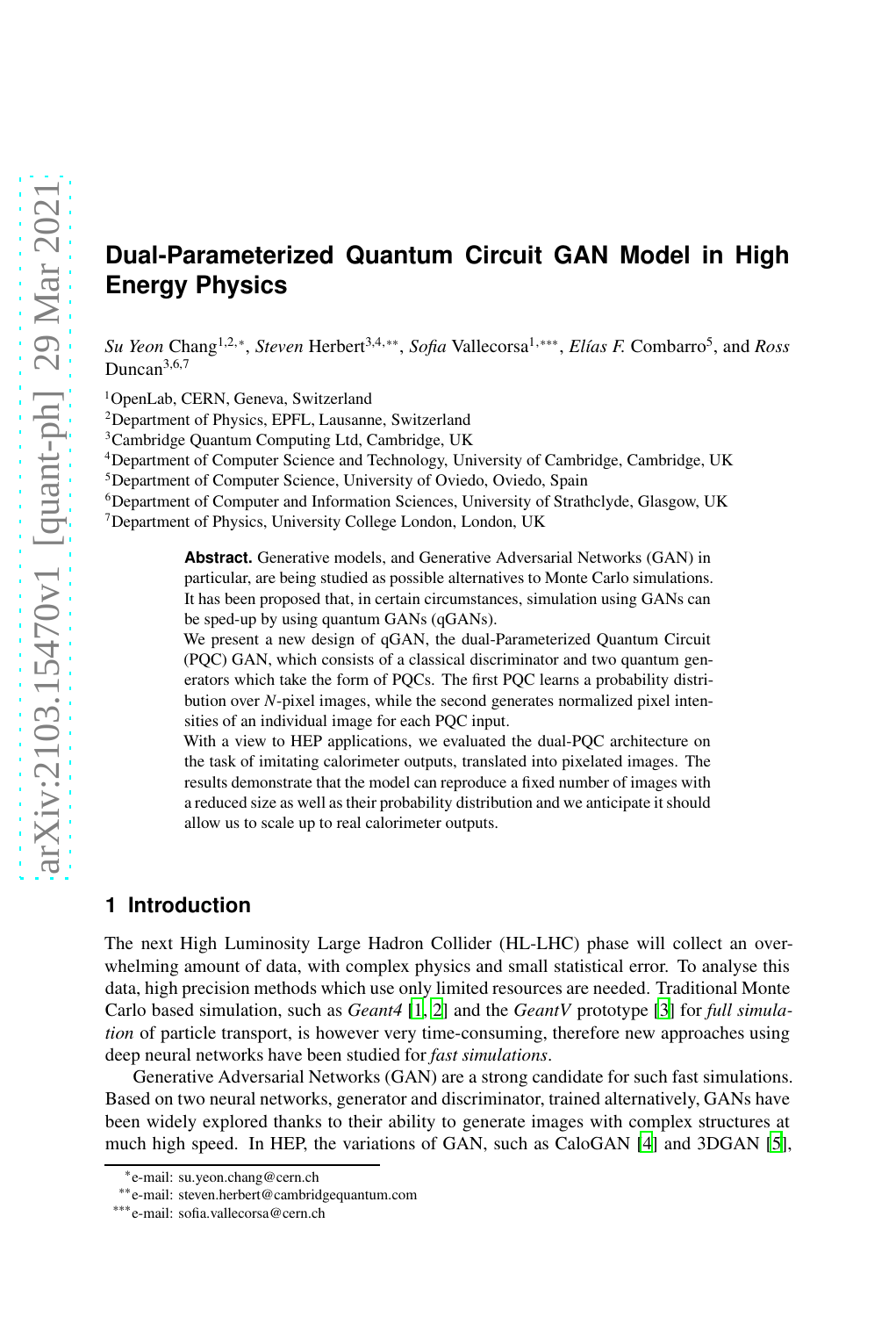# Dual-Parameterized Quantum Circuit GAN Model in High Energy Physics

*Su Yeon* Chang[1,2,*], *Steven* Herbert[3,4,**], *Sofia* Vallecorsa[1,***], *Elías F.* Combarro[5], and *Ross* Duncan[3,6,7]

[1]OpenLab, CERN, Geneva, Switzerland
[2]Department of Physics, EPFL, Lausanne, Switzerland
[3]Cambridge Quantum Computing Ltd, Cambridge, UK
[4]Department of Computer Science and Technology, University of Cambridge, Cambridge, UK
[5]Department of Computer Science, University of Oviedo, Oviedo, Spain
[6]Department of Computer and Information Sciences, University of Strathclyde, Glasgow, UK
[7]Department of Physics, University College London, London, UK

**Abstract.** Generative models, and Generative Adversarial Networks (GAN) in particular, are being studied as possible alternatives to Monte Carlo simulations. It has been proposed that, in certain circumstances, simulation using GANs can be sped-up by using quantum GANs (qGANs).
We present a new design of qGAN, the dual-Parameterized Quantum Circuit (PQC) GAN, which consists of a classical discriminator and two quantum generators which take the form of PQCs. The first PQC learns a probability distribution over *N*-pixel images, while the second generates normalized pixel intensities of an individual image for each PQC input.
With a view to HEP applications, we evaluated the dual-PQC architecture on the task of imitating calorimeter outputs, translated into pixelated images. The results demonstrate that the model can reproduce a fixed number of images with a reduced size as well as their probability distribution and we anticipate it should allow us to scale up to real calorimeter outputs.

## 1 Introduction

The next High Luminosity Large Hadron Collider (HL-LHC) phase will collect an overwhelming amount of data, with complex physics and small statistical error. To analyse this data, high precision methods which use only limited resources are needed. Traditional Monte Carlo based simulation, such as *Geant4* [1, 2] and the *GeantV* prototype [3] for *full simulation* of particle transport, is however very time-consuming, therefore new approaches using deep neural networks have been studied for *fast simulations*.

Generative Adversarial Networks (GAN) are a strong candidate for such fast simulations. Based on two neural networks, generator and discriminator, trained alternatively, GANs have been widely explored thanks to their ability to generate images with complex structures at much high speed. In HEP, the variations of GAN, such as CaloGAN [4] and 3DGAN [5],

*e-mail: su.yeon.chang@cern.ch
**e-mail: steven.herbert@cambridgequantum.com
***e-mail: sofia.vallecorsa@cern.ch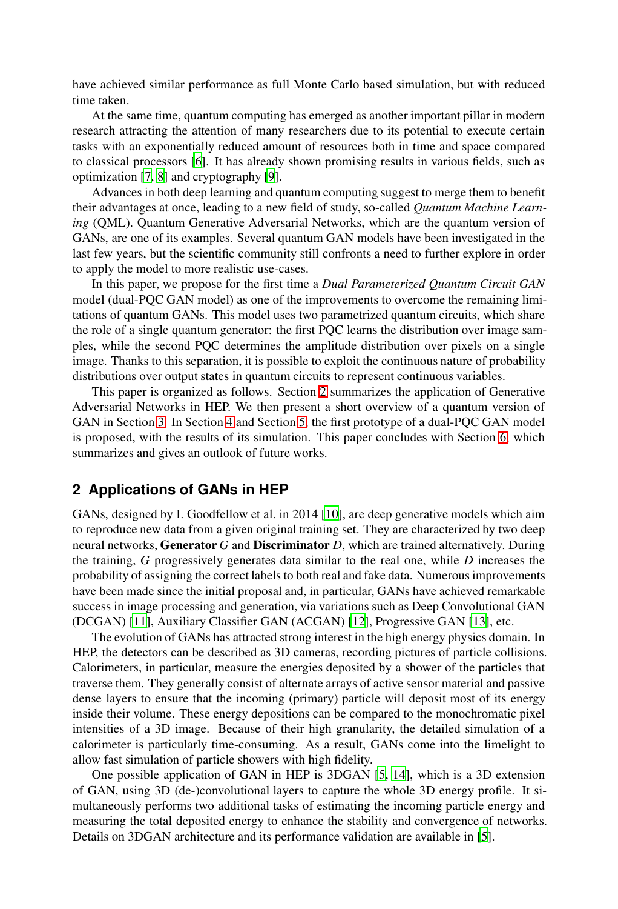have achieved similar performance as full Monte Carlo based simulation, but with reduced time taken.

At the same time, quantum computing has emerged as another important pillar in modern research attracting the attention of many researchers due to its potential to execute certain tasks with an exponentially reduced amount of resources both in time and space compared to classical processors [6]. It has already shown promising results in various fields, such as optimization [7, 8] and cryptography [9].

Advances in both deep learning and quantum computing suggest to merge them to benefit their advantages at once, leading to a new field of study, so-called *Quantum Machine Learning* (QML). Quantum Generative Adversarial Networks, which are the quantum version of GANs, are one of its examples. Several quantum GAN models have been investigated in the last few years, but the scientific community still confronts a need to further explore in order to apply the model to more realistic use-cases.

In this paper, we propose for the first time a *Dual Parameterized Quantum Circuit GAN* model (dual-PQC GAN model) as one of the improvements to overcome the remaining limitations of quantum GANs. This model uses two parametrized quantum circuits, which share the role of a single quantum generator: the first PQC learns the distribution over image samples, while the second PQC determines the amplitude distribution over pixels on a single image. Thanks to this separation, it is possible to exploit the continuous nature of probability distributions over output states in quantum circuits to represent continuous variables.

This paper is organized as follows. Section 2 summarizes the application of Generative Adversarial Networks in HEP. We then present a short overview of a quantum version of GAN in Section 3. In Section 4 and Section 5, the first prototype of a dual-PQC GAN model is proposed, with the results of its simulation. This paper concludes with Section 6, which summarizes and gives an outlook of future works.

## 2 Applications of GANs in HEP

GANs, designed by I. Goodfellow et al. in 2014 [10], are deep generative models which aim to reproduce new data from a given original training set. They are characterized by two deep neural networks, **Generator** $G$ and **Discriminator** $D$, which are trained alternatively. During the training, $G$ progressively generates data similar to the real one, while $D$ increases the probability of assigning the correct labels to both real and fake data. Numerous improvements have been made since the initial proposal and, in particular, GANs have achieved remarkable success in image processing and generation, via variations such as Deep Convolutional GAN (DCGAN) [11], Auxiliary Classifier GAN (ACGAN) [12], Progressive GAN [13], etc.

The evolution of GANs has attracted strong interest in the high energy physics domain. In HEP, the detectors can be described as 3D cameras, recording pictures of particle collisions. Calorimeters, in particular, measure the energies deposited by a shower of the particles that traverse them. They generally consist of alternate arrays of active sensor material and passive dense layers to ensure that the incoming (primary) particle will deposit most of its energy inside their volume. These energy depositions can be compared to the monochromatic pixel intensities of a 3D image. Because of their high granularity, the detailed simulation of a calorimeter is particularly time-consuming. As a result, GANs come into the limelight to allow fast simulation of particle showers with high fidelity.

One possible application of GAN in HEP is 3DGAN [5, 14], which is a 3D extension of GAN, using 3D (de-)convolutional layers to capture the whole 3D energy profile. It simultaneously performs two additional tasks of estimating the incoming particle energy and measuring the total deposited energy to enhance the stability and convergence of networks. Details on 3DGAN architecture and its performance validation are available in [5].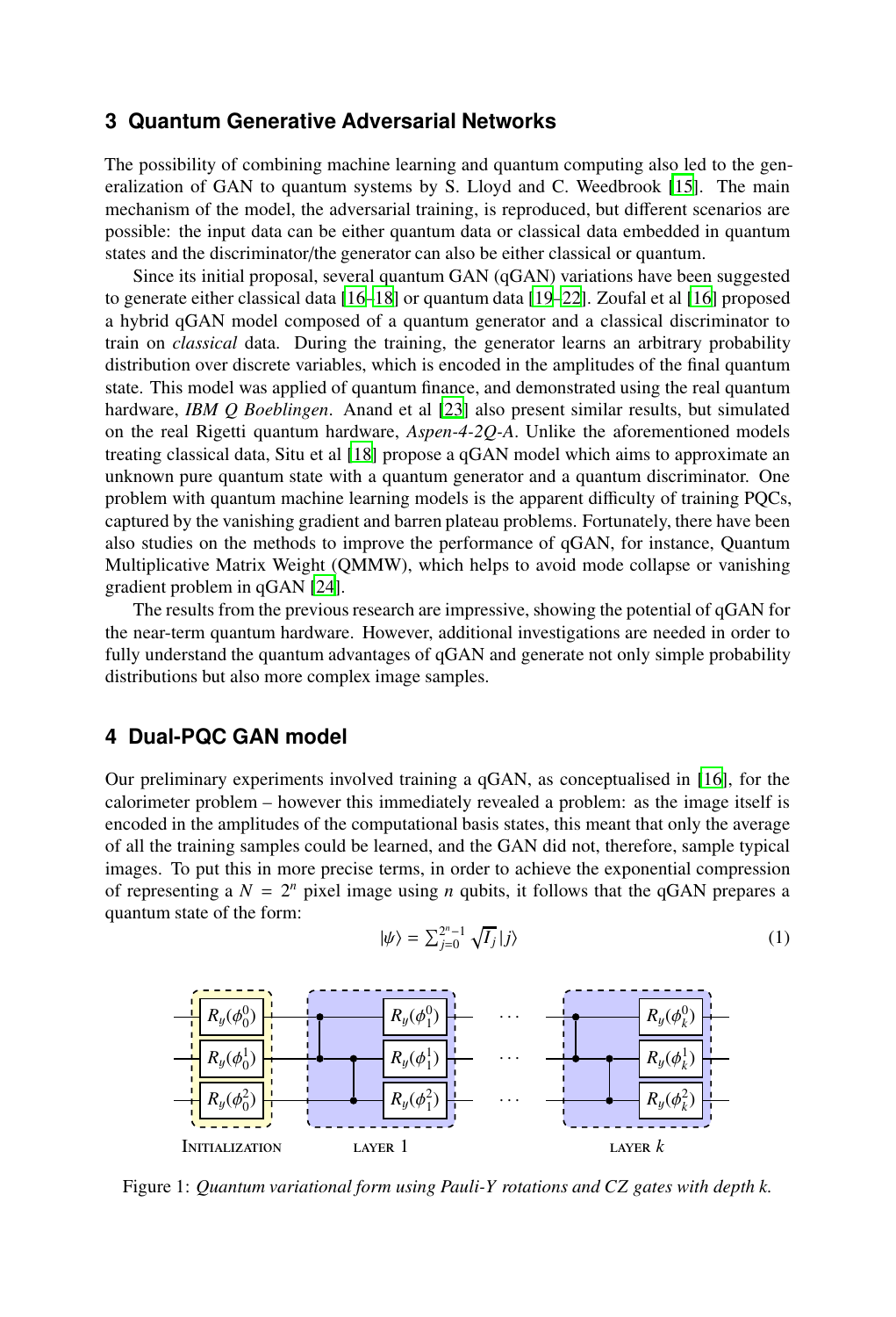## 3 Quantum Generative Adversarial Networks

The possibility of combining machine learning and quantum computing also led to the generalization of GAN to quantum systems by S. Lloyd and C. Weedbrook [15]. The main mechanism of the model, the adversarial training, is reproduced, but different scenarios are possible: the input data can be either quantum data or classical data embedded in quantum states and the discriminator/the generator can also be either classical or quantum.

Since its initial proposal, several quantum GAN (qGAN) variations have been suggested to generate either classical data [16–18] or quantum data [19–22]. Zoufal et al [16] proposed a hybrid qGAN model composed of a quantum generator and a classical discriminator to train on *classical* data. During the training, the generator learns an arbitrary probability distribution over discrete variables, which is encoded in the amplitudes of the final quantum state. This model was applied of quantum finance, and demonstrated using the real quantum hardware, *IBM Q Boeblingen*. Anand et al [23] also present similar results, but simulated on the real Rigetti quantum hardware, *Aspen-4-2Q-A*. Unlike the aforementioned models treating classical data, Situ et al [18] propose a qGAN model which aims to approximate an unknown pure quantum state with a quantum generator and a quantum discriminator. One problem with quantum machine learning models is the apparent difficulty of training PQCs, captured by the vanishing gradient and barren plateau problems. Fortunately, there have been also studies on the methods to improve the performance of qGAN, for instance, Quantum Multiplicative Matrix Weight (QMMW), which helps to avoid mode collapse or vanishing gradient problem in qGAN [24].

The results from the previous research are impressive, showing the potential of qGAN for the near-term quantum hardware. However, additional investigations are needed in order to fully understand the quantum advantages of qGAN and generate not only simple probability distributions but also more complex image samples.

## 4 Dual-PQC GAN model

Our preliminary experiments involved training a qGAN, as conceptualised in [16], for the calorimeter problem – however this immediately revealed a problem: as the image itself is encoded in the amplitudes of the computational basis states, this meant that only the average of all the training samples could be learned, and the GAN did not, therefore, sample typical images. To put this in more precise terms, in order to achieve the exponential compression of representing a $N = 2^n$ pixel image using $n$ qubits, it follows that the qGAN prepares a quantum state of the form:

$$|\psi\rangle = \sum_{j=0}^{2^n-1} \sqrt{I_j}\,|j\rangle \tag{1}$$

Figure 1: *Quantum variational form using Pauli-Y rotations and CZ gates with depth k.*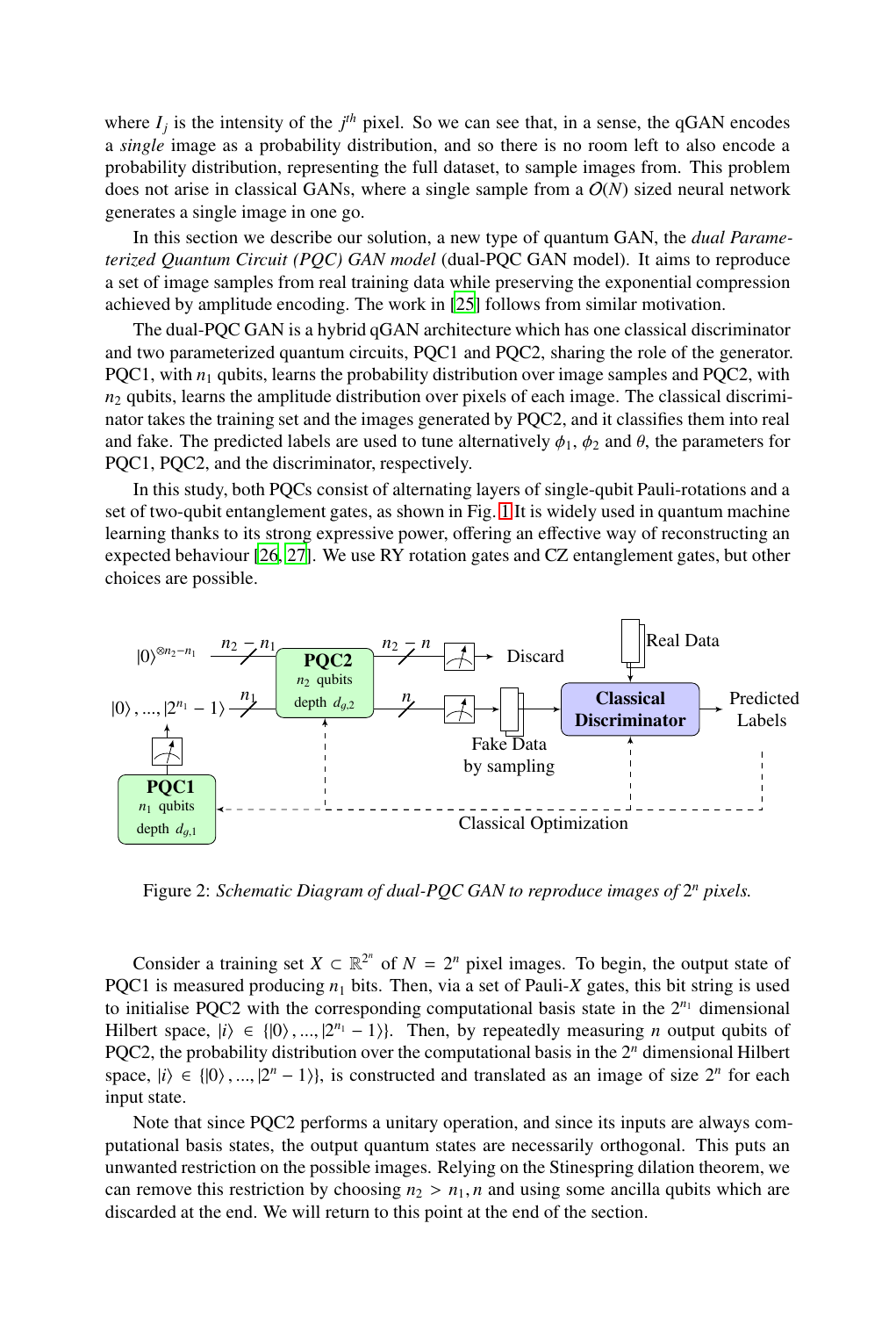where $I_j$ is the intensity of the $j^{th}$ pixel. So we can see that, in a sense, the qGAN encodes a *single* image as a probability distribution, and so there is no room left to also encode a probability distribution, representing the full dataset, to sample images from. This problem does not arise in classical GANs, where a single sample from a $O(N)$ sized neural network generates a single image in one go.

In this section we describe our solution, a new type of quantum GAN, the *dual Parameterized Quantum Circuit (PQC) GAN model* (dual-PQC GAN model). It aims to reproduce a set of image samples from real training data while preserving the exponential compression achieved by amplitude encoding. The work in [25] follows from similar motivation.

The dual-PQC GAN is a hybrid qGAN architecture which has one classical discriminator and two parameterized quantum circuits, PQC1 and PQC2, sharing the role of the generator. PQC1, with $n_1$ qubits, learns the probability distribution over image samples and PQC2, with $n_2$ qubits, learns the amplitude distribution over pixels of each image. The classical discriminator takes the training set and the images generated by PQC2, and it classifies them into real and fake. The predicted labels are used to tune alternatively $\phi_1$, $\phi_2$ and $\theta$, the parameters for PQC1, PQC2, and the discriminator, respectively.

In this study, both PQCs consist of alternating layers of single-qubit Pauli-rotations and a set of two-qubit entanglement gates, as shown in Fig. 1 It is widely used in quantum machine learning thanks to its strong expressive power, offering an effective way of reconstructing an expected behaviour [26, 27]. We use RY rotation gates and CZ entanglement gates, but other choices are possible.

Figure 2: *Schematic Diagram of dual-PQC GAN to reproduce images of* $2^n$ *pixels.*

Consider a training set $X \subset \mathbb{R}^{2^n}$ of $N = 2^n$ pixel images. To begin, the output state of PQC1 is measured producing $n_1$ bits. Then, via a set of Pauli-$X$ gates, this bit string is used to initialise PQC2 with the corresponding computational basis state in the $2^{n_1}$ dimensional Hilbert space, $|i\rangle \in \{|0\rangle, ..., |2^{n_1} - 1\rangle\}$. Then, by repeatedly measuring $n$ output qubits of PQC2, the probability distribution over the computational basis in the $2^n$ dimensional Hilbert space, $|i\rangle \in \{|0\rangle, ..., |2^n - 1\rangle\}$, is constructed and translated as an image of size $2^n$ for each input state.

Note that since PQC2 performs a unitary operation, and since its inputs are always computational basis states, the output quantum states are necessarily orthogonal. This puts an unwanted restriction on the possible images. Relying on the Stinespring dilation theorem, we can remove this restriction by choosing $n_2 > n_1, n$ and using some ancilla qubits which are discarded at the end. We will return to this point at the end of the section.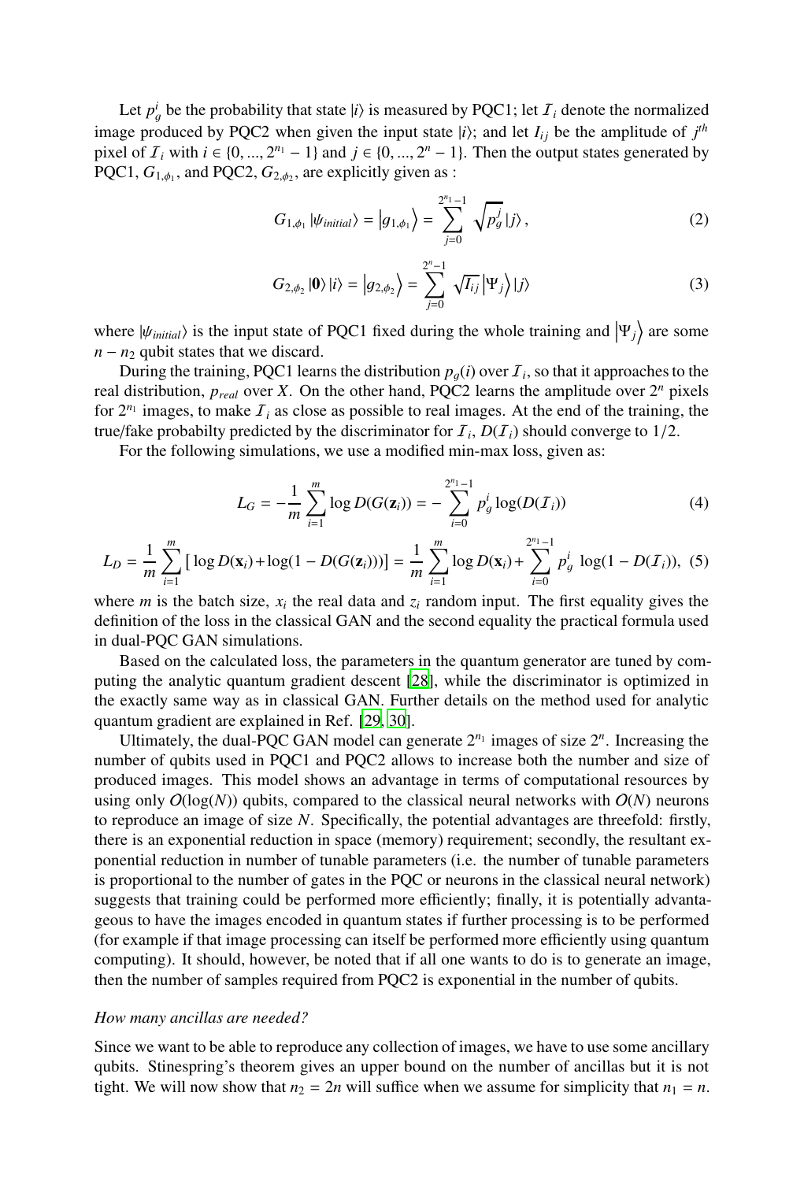Let $p_g^i$ be the probability that state $|i\rangle$ is measured by PQC1; let $\mathcal{I}_i$ denote the normalized image produced by PQC2 when given the input state $|i\rangle$; and let $I_{ij}$ be the amplitude of $j^{th}$ pixel of $\mathcal{I}_i$ with $i \in \{0, ..., 2^{n_1} - 1\}$ and $j \in \{0, ..., 2^n - 1\}$. Then the output states generated by PQC1, $G_{1,\phi_1}$, and PQC2, $G_{2,\phi_2}$, are explicitly given as :

$$G_{1,\phi_1} |\psi_{initial}\rangle = \left|g_{1,\phi_1}\right\rangle = \sum_{j=0}^{2^{n_1}-1} \sqrt{p_g^j}\, |j\rangle, \tag{2}$$

$$G_{2,\phi_2} |\mathbf{0}\rangle |i\rangle = \left|g_{2,\phi_2}\right\rangle = \sum_{j=0}^{2^n-1} \sqrt{I_{ij}} \left|\Psi_j\right\rangle |j\rangle \tag{3}$$

where $|\psi_{initial}\rangle$ is the input state of PQC1 fixed during the whole training and $\left|\Psi_j\right\rangle$ are some $n - n_2$ qubit states that we discard.

During the training, PQC1 learns the distribution $p_g(i)$ over $\mathcal{I}_i$, so that it approaches to the real distribution, $p_{real}$ over $X$. On the other hand, PQC2 learns the amplitude over $2^n$ pixels for $2^{n_1}$ images, to make $\mathcal{I}_i$ as close as possible to real images. At the end of the training, the true/fake probabilty predicted by the discriminator for $\mathcal{I}_i$, $D(\mathcal{I}_i)$ should converge to $1/2$.

For the following simulations, we use a modified min-max loss, given as:

$$L_G = -\frac{1}{m}\sum_{i=1}^{m} \log D(G(\mathbf{z}_i)) = -\sum_{i=0}^{2^{n_1}-1} p_g^i \log(D(\mathcal{I}_i)) \tag{4}$$

$$L_D = \frac{1}{m}\sum_{i=1}^{m} [\, \log D(\mathbf{x}_i) + \log(1 - D(G(\mathbf{z}_i)))] = \frac{1}{m}\sum_{i=1}^{m} \log D(\mathbf{x}_i) + \sum_{i=0}^{2^{n_1}-1} p_g^i \, \log(1 - D(\mathcal{I}_i)), \tag{5}$$

where $m$ is the batch size, $x_i$ the real data and $z_i$ random input. The first equality gives the definition of the loss in the classical GAN and the second equality the practical formula used in dual-PQC GAN simulations.

Based on the calculated loss, the parameters in the quantum generator are tuned by computing the analytic quantum gradient descent [28], while the discriminator is optimized in the exactly same way as in classical GAN. Further details on the method used for analytic quantum gradient are explained in Ref. [29, 30].

Ultimately, the dual-PQC GAN model can generate $2^{n_1}$ images of size $2^n$. Increasing the number of qubits used in PQC1 and PQC2 allows to increase both the number and size of produced images. This model shows an advantage in terms of computational resources by using only $O(\log(N))$ qubits, compared to the classical neural networks with $O(N)$ neurons to reproduce an image of size $N$. Specifically, the potential advantages are threefold: firstly, there is an exponential reduction in space (memory) requirement; secondly, the resultant exponential reduction in number of tunable parameters (i.e. the number of tunable parameters is proportional to the number of gates in the PQC or neurons in the classical neural network) suggests that training could be performed more efficiently; finally, it is potentially advantageous to have the images encoded in quantum states if further processing is to be performed (for example if that image processing can itself be performed more efficiently using quantum computing). It should, however, be noted that if all one wants to do is to generate an image, then the number of samples required from PQC2 is exponential in the number of qubits.

*How many ancillas are needed?*

Since we want to be able to reproduce any collection of images, we have to use some ancillary qubits. Stinespring's theorem gives an upper bound on the number of ancillas but it is not tight. We will now show that $n_2 = 2n$ will suffice when we assume for simplicity that $n_1 = n$.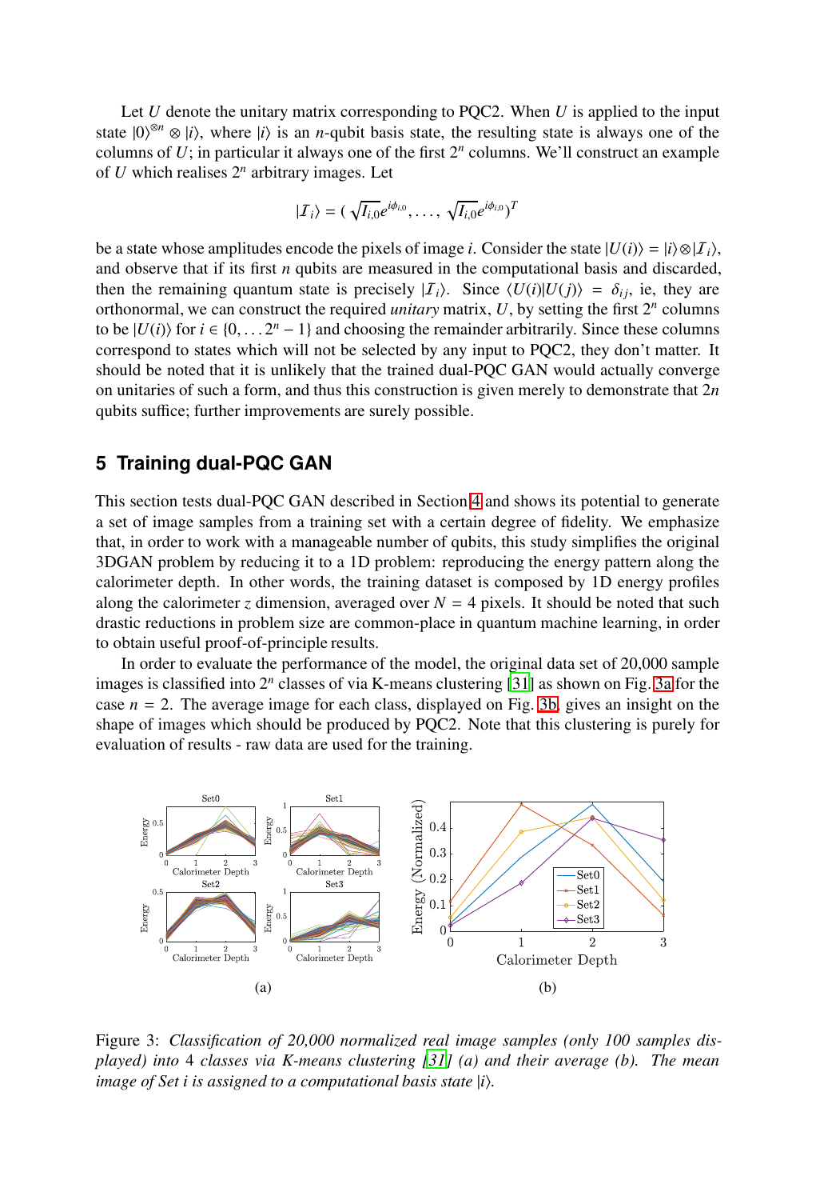Let $U$ denote the unitary matrix corresponding to PQC2. When $U$ is applied to the input state $|0\rangle^{\otimes n} \otimes |i\rangle$, where $|i\rangle$ is an $n$-qubit basis state, the resulting state is always one of the columns of $U$; in particular it always one of the first $2^n$ columns. We'll construct an example of $U$ which realises $2^n$ arbitrary images. Let

$$|\mathcal{I}_i\rangle = (\sqrt{I_{i,0}}e^{i\phi_{i,0}}, \ldots, \sqrt{I_{i,0}}e^{i\phi_{i,0}})^T$$

be a state whose amplitudes encode the pixels of image $i$. Consider the state $|U(i)\rangle = |i\rangle \otimes |\mathcal{I}_i\rangle$, and observe that if its first $n$ qubits are measured in the computational basis and discarded, then the remaining quantum state is precisely $|\mathcal{I}_i\rangle$. Since $\langle U(i)|U(j)\rangle = \delta_{ij}$, ie, they are orthonormal, we can construct the required *unitary* matrix, $U$, by setting the first $2^n$ columns to be $|U(i)\rangle$ for $i \in \{0, \ldots 2^n - 1\}$ and choosing the remainder arbitrarily. Since these columns correspond to states which will not be selected by any input to PQC2, they don't matter. It should be noted that it is unlikely that the trained dual-PQC GAN would actually converge on unitaries of such a form, and thus this construction is given merely to demonstrate that $2n$ qubits suffice; further improvements are surely possible.

## 5 Training dual-PQC GAN

This section tests dual-PQC GAN described in Section 4 and shows its potential to generate a set of image samples from a training set with a certain degree of fidelity. We emphasize that, in order to work with a manageable number of qubits, this study simplifies the original 3DGAN problem by reducing it to a 1D problem: reproducing the energy pattern along the calorimeter depth. In other words, the training dataset is composed by 1D energy profiles along the calorimeter $z$ dimension, averaged over $N = 4$ pixels. It should be noted that such drastic reductions in problem size are common-place in quantum machine learning, in order to obtain useful proof-of-principle results.

In order to evaluate the performance of the model, the original data set of 20,000 sample images is classified into $2^n$ classes of via K-means clustering [31] as shown on Fig. 3a for the case $n = 2$. The average image for each class, displayed on Fig. 3b, gives an insight on the shape of images which should be produced by PQC2. Note that this clustering is purely for evaluation of results - raw data are used for the training.

Figure 3: *Classification of 20,000 normalized real image samples (only 100 samples displayed) into 4 classes via K-means clustering [31] (a) and their average (b). The mean image of Set i is assigned to a computational basis state* $|i\rangle$.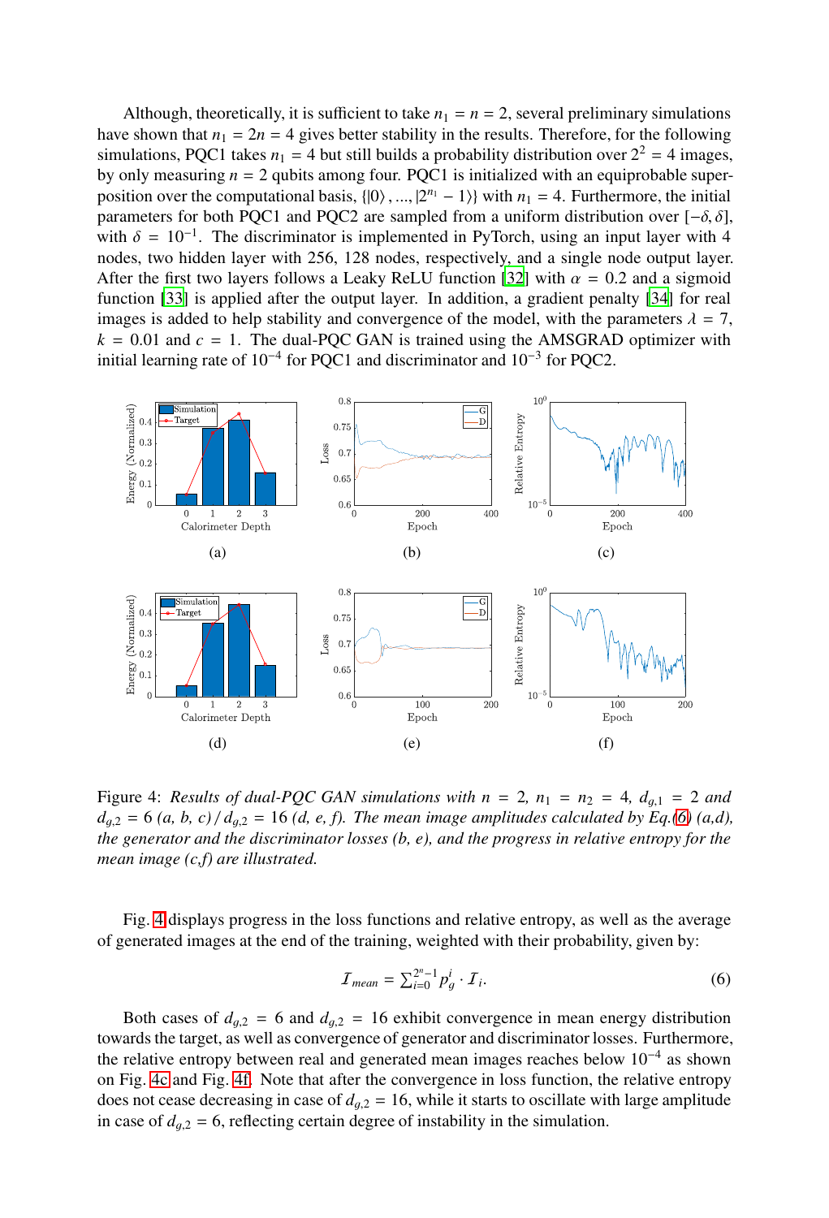Although, theoretically, it is sufficient to take $n_1 = n = 2$, several preliminary simulations have shown that $n_1 = 2n = 4$ gives better stability in the results. Therefore, for the following simulations, PQC1 takes $n_1 = 4$ but still builds a probability distribution over $2^2 = 4$ images, by only measuring $n = 2$ qubits among four. PQC1 is initialized with an equiprobable superposition over the computational basis, $\{|0\rangle, ..., |2^{n_1} - 1\rangle\}$ with $n_1 = 4$. Furthermore, the initial parameters for both PQC1 and PQC2 are sampled from a uniform distribution over $[-\delta, \delta]$, with $\delta = 10^{-1}$. The discriminator is implemented in PyTorch, using an input layer with 4 nodes, two hidden layer with 256, 128 nodes, respectively, and a single node output layer. After the first two layers follows a Leaky ReLU function [32] with $\alpha = 0.2$ and a sigmoid function [33] is applied after the output layer. In addition, a gradient penalty [34] for real images is added to help stability and convergence of the model, with the parameters $\lambda = 7$, $k = 0.01$ and $c = 1$. The dual-PQC GAN is trained using the AMSGRAD optimizer with initial learning rate of $10^{-4}$ for PQC1 and discriminator and $10^{-3}$ for PQC2.

Figure 4: *Results of dual-PQC GAN simulations with $n = 2$, $n_1 = n_2 = 4$, $d_{g,1} = 2$ and $d_{g,2} = 6$ (a, b, c) / $d_{g,2} = 16$ (d, e, f). The mean image amplitudes calculated by Eq.(6) (a,d), the generator and the discriminator losses (b, e), and the progress in relative entropy for the mean image (c,f) are illustrated.*

Fig. 4 displays progress in the loss functions and relative entropy, as well as the average of generated images at the end of the training, weighted with their probability, given by:

$$\mathcal{I}_{mean} = \sum_{i=0}^{2^n-1} p_g^i \cdot \mathcal{I}_i. \tag{6}$$

Both cases of $d_{g,2} = 6$ and $d_{g,2} = 16$ exhibit convergence in mean energy distribution towards the target, as well as convergence of generator and discriminator losses. Furthermore, the relative entropy between real and generated mean images reaches below $10^{-4}$ as shown on Fig. 4c and Fig. 4f. Note that after the convergence in loss function, the relative entropy does not cease decreasing in case of $d_{g,2} = 16$, while it starts to oscillate with large amplitude in case of $d_{g,2} = 6$, reflecting certain degree of instability in the simulation.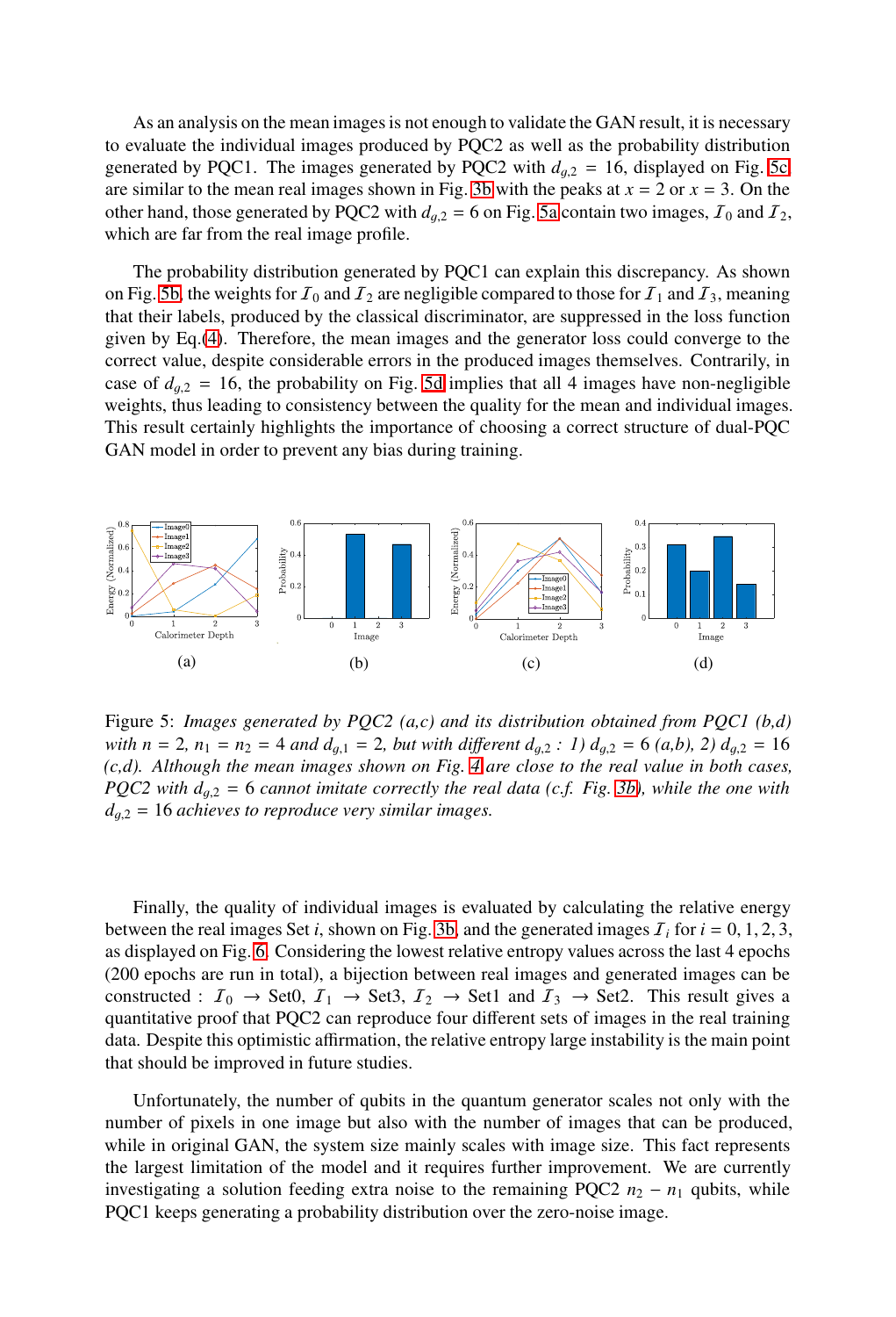As an analysis on the mean images is not enough to validate the GAN result, it is necessary to evaluate the individual images produced by PQC2 as well as the probability distribution generated by PQC1. The images generated by PQC2 with $d_{g,2} = 16$, displayed on Fig. 5c are similar to the mean real images shown in Fig. 3b with the peaks at $x = 2$ or $x = 3$. On the other hand, those generated by PQC2 with $d_{g,2} = 6$ on Fig. 5a contain two images, $\mathcal{I}_0$ and $\mathcal{I}_2$, which are far from the real image profile.

The probability distribution generated by PQC1 can explain this discrepancy. As shown on Fig. 5b, the weights for $\mathcal{I}_0$ and $\mathcal{I}_2$ are negligible compared to those for $\mathcal{I}_1$ and $\mathcal{I}_3$, meaning that their labels, produced by the classical discriminator, are suppressed in the loss function given by Eq.(4). Therefore, the mean images and the generator loss could converge to the correct value, despite considerable errors in the produced images themselves. Contrarily, in case of $d_{g,2} = 16$, the probability on Fig. 5d implies that all 4 images have non-negligible weights, thus leading to consistency between the quality for the mean and individual images. This result certainly highlights the importance of choosing a correct structure of dual-PQC GAN model in order to prevent any bias during training.

Figure 5: *Images generated by PQC2 (a,c) and its distribution obtained from PQC1 (b,d) with $n = 2$, $n_1 = n_2 = 4$ and $d_{g,1} = 2$, but with different $d_{g,2}$ : 1) $d_{g,2} = 6$ (a,b), 2) $d_{g,2} = 16$ (c,d). Although the mean images shown on Fig. 4 are close to the real value in both cases, PQC2 with $d_{g,2} = 6$ cannot imitate correctly the real data (c.f. Fig. 3b), while the one with $d_{g,2} = 16$ achieves to reproduce very similar images.*

Finally, the quality of individual images is evaluated by calculating the relative energy between the real images Set $i$, shown on Fig. 3b, and the generated images $\mathcal{I}_i$ for $i = 0, 1, 2, 3$, as displayed on Fig. 6. Considering the lowest relative entropy values across the last 4 epochs (200 epochs are run in total), a bijection between real images and generated images can be constructed : $\mathcal{I}_0 \rightarrow$ Set0, $\mathcal{I}_1 \rightarrow$ Set3, $\mathcal{I}_2 \rightarrow$ Set1 and $\mathcal{I}_3 \rightarrow$ Set2. This result gives a quantitative proof that PQC2 can reproduce four different sets of images in the real training data. Despite this optimistic affirmation, the relative entropy large instability is the main point that should be improved in future studies.

Unfortunately, the number of qubits in the quantum generator scales not only with the number of pixels in one image but also with the number of images that can be produced, while in original GAN, the system size mainly scales with image size. This fact represents the largest limitation of the model and it requires further improvement. We are currently investigating a solution feeding extra noise to the remaining PQC2 $n_2 - n_1$ qubits, while PQC1 keeps generating a probability distribution over the zero-noise image.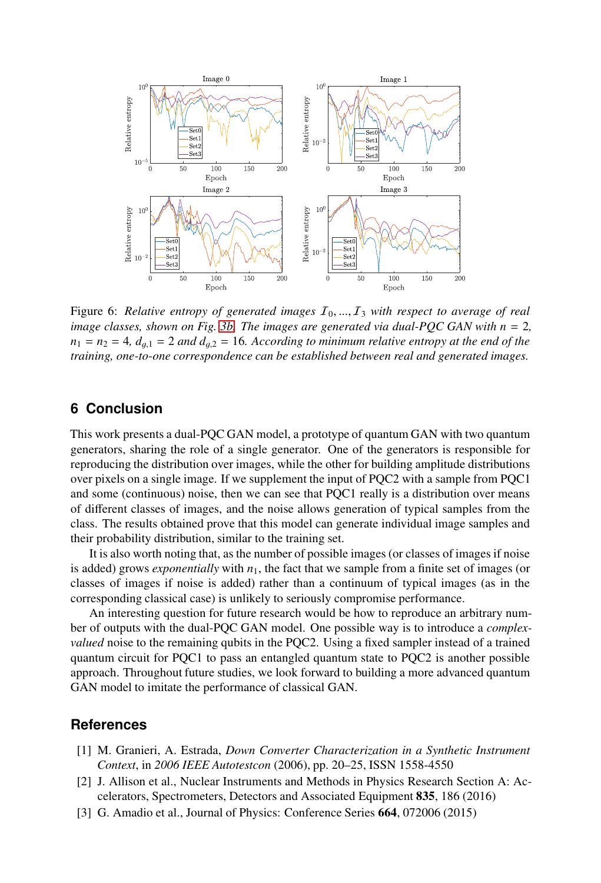Figure 6: *Relative entropy of generated images $\mathcal{I}_0, ..., \mathcal{I}_3$ with respect to average of real image classes, shown on Fig. 3b. The images are generated via dual-PQC GAN with $n = 2$, $n_1 = n_2 = 4$, $d_{g,1} = 2$ and $d_{g,2} = 16$. According to minimum relative entropy at the end of the training, one-to-one correspondence can be established between real and generated images.*

## 6 Conclusion

This work presents a dual-PQC GAN model, a prototype of quantum GAN with two quantum generators, sharing the role of a single generator. One of the generators is responsible for reproducing the distribution over images, while the other for building amplitude distributions over pixels on a single image. If we supplement the input of PQC2 with a sample from PQC1 and some (continuous) noise, then we can see that PQC1 really is a distribution over means of different classes of images, and the noise allows generation of typical samples from the class. The results obtained prove that this model can generate individual image samples and their probability distribution, similar to the training set.

It is also worth noting that, as the number of possible images (or classes of images if noise is added) grows *exponentially* with $n_1$, the fact that we sample from a finite set of images (or classes of images if noise is added) rather than a continuum of typical images (as in the corresponding classical case) is unlikely to seriously compromise performance.

An interesting question for future research would be how to reproduce an arbitrary number of outputs with the dual-PQC GAN model. One possible way is to introduce a *complex-valued* noise to the remaining qubits in the PQC2. Using a fixed sampler instead of a trained quantum circuit for PQC1 to pass an entangled quantum state to PQC2 is another possible approach. Throughout future studies, we look forward to building a more advanced quantum GAN model to imitate the performance of classical GAN.

## References

[1] M. Granieri, A. Estrada, *Down Converter Characterization in a Synthetic Instrument Context*, in *2006 IEEE Autotestcon* (2006), pp. 20–25, ISSN 1558-4550

[2] J. Allison et al., Nuclear Instruments and Methods in Physics Research Section A: Accelerators, Spectrometers, Detectors and Associated Equipment **835**, 186 (2016)

[3] G. Amadio et al., Journal of Physics: Conference Series **664**, 072006 (2015)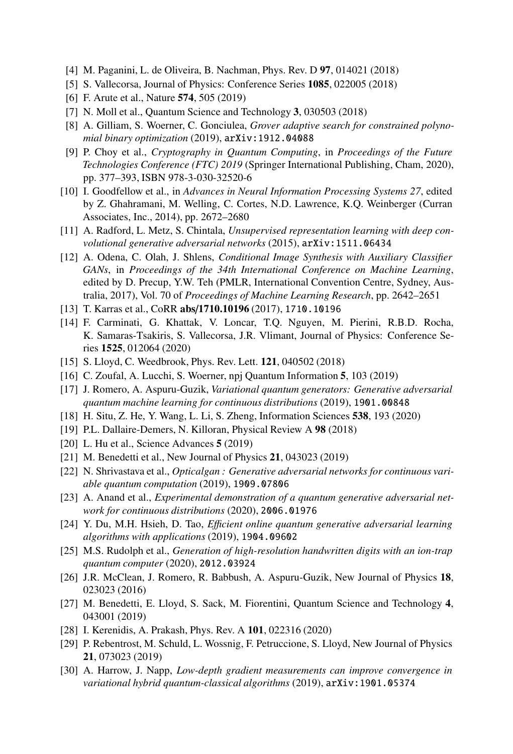[4] M. Paganini, L. de Oliveira, B. Nachman, Phys. Rev. D **97**, 014021 (2018)

[5] S. Vallecorsa, Journal of Physics: Conference Series **1085**, 022005 (2018)

[6] F. Arute et al., Nature **574**, 505 (2019)

[7] N. Moll et al., Quantum Science and Technology **3**, 030503 (2018)

[8] A. Gilliam, S. Woerner, C. Gonciulea, *Grover adaptive search for constrained polynomial binary optimization* (2019), arXiv:1912.04088

[9] P. Choy et al., *Cryptography in Quantum Computing*, in *Proceedings of the Future Technologies Conference (FTC) 2019* (Springer International Publishing, Cham, 2020), pp. 377–393, ISBN 978-3-030-32520-6

[10] I. Goodfellow et al., in *Advances in Neural Information Processing Systems 27*, edited by Z. Ghahramani, M. Welling, C. Cortes, N.D. Lawrence, K.Q. Weinberger (Curran Associates, Inc., 2014), pp. 2672–2680

[11] A. Radford, L. Metz, S. Chintala, *Unsupervised representation learning with deep convolutional generative adversarial networks* (2015), arXiv:1511.06434

[12] A. Odena, C. Olah, J. Shlens, *Conditional Image Synthesis with Auxiliary Classifier GANs*, in *Proceedings of the 34th International Conference on Machine Learning*, edited by D. Precup, Y.W. Teh (PMLR, International Convention Centre, Sydney, Australia, 2017), Vol. 70 of *Proceedings of Machine Learning Research*, pp. 2642–2651

[13] T. Karras et al., CoRR **abs/1710.10196** (2017), 1710.10196

[14] F. Carminati, G. Khattak, V. Loncar, T.Q. Nguyen, M. Pierini, R.B.D. Rocha, K. Samaras-Tsakiris, S. Vallecorsa, J.R. Vlimant, Journal of Physics: Conference Series **1525**, 012064 (2020)

[15] S. Lloyd, C. Weedbrook, Phys. Rev. Lett. **121**, 040502 (2018)

[16] C. Zoufal, A. Lucchi, S. Woerner, npj Quantum Information **5**, 103 (2019)

[17] J. Romero, A. Aspuru-Guzik, *Variational quantum generators: Generative adversarial quantum machine learning for continuous distributions* (2019), 1901.00848

[18] H. Situ, Z. He, Y. Wang, L. Li, S. Zheng, Information Sciences **538**, 193 (2020)

[19] P.L. Dallaire-Demers, N. Killoran, Physical Review A **98** (2018)

[20] L. Hu et al., Science Advances **5** (2019)

[21] M. Benedetti et al., New Journal of Physics **21**, 043023 (2019)

[22] N. Shrivastava et al., *Opticalgan : Generative adversarial networks for continuous variable quantum computation* (2019), 1909.07806

[23] A. Anand et al., *Experimental demonstration of a quantum generative adversarial network for continuous distributions* (2020), 2006.01976

[24] Y. Du, M.H. Hsieh, D. Tao, *Efficient online quantum generative adversarial learning algorithms with applications* (2019), 1904.09602

[25] M.S. Rudolph et al., *Generation of high-resolution handwritten digits with an ion-trap quantum computer* (2020), 2012.03924

[26] J.R. McClean, J. Romero, R. Babbush, A. Aspuru-Guzik, New Journal of Physics **18**, 023023 (2016)

[27] M. Benedetti, E. Lloyd, S. Sack, M. Fiorentini, Quantum Science and Technology **4**, 043001 (2019)

[28] I. Kerenidis, A. Prakash, Phys. Rev. A **101**, 022316 (2020)

[29] P. Rebentrost, M. Schuld, L. Wossnig, F. Petruccione, S. Lloyd, New Journal of Physics **21**, 073023 (2019)

[30] A. Harrow, J. Napp, *Low-depth gradient measurements can improve convergence in variational hybrid quantum-classical algorithms* (2019), arXiv:1901.05374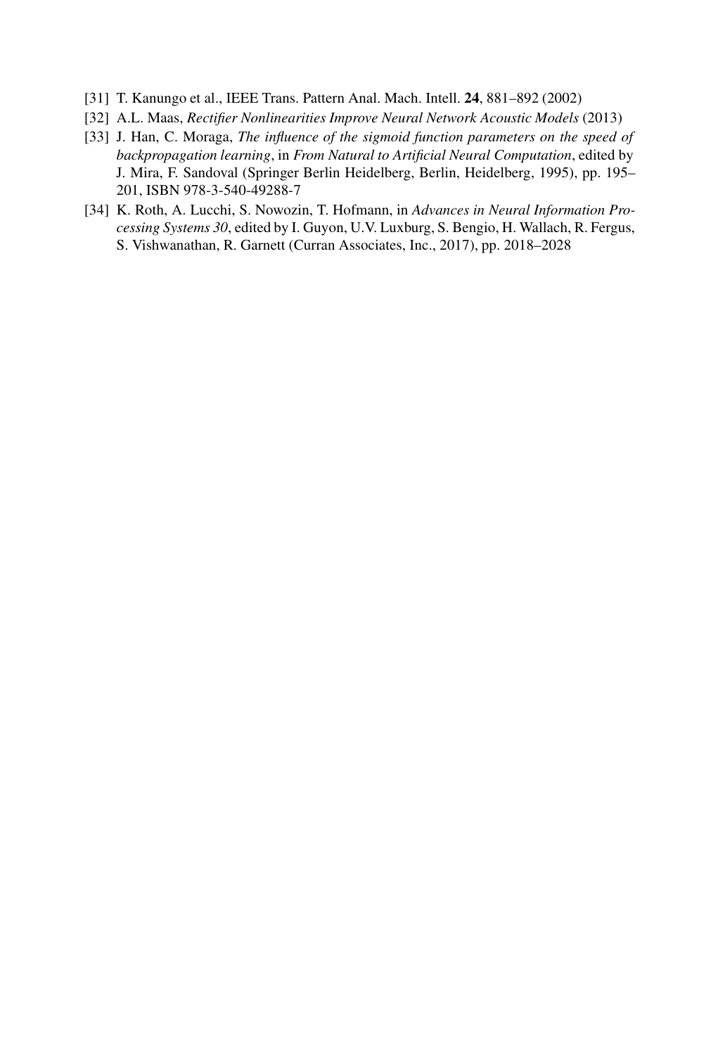[31] T. Kanungo et al., IEEE Trans. Pattern Anal. Mach. Intell. **24**, 881–892 (2002)

[32] A.L. Maas, *Rectifier Nonlinearities Improve Neural Network Acoustic Models* (2013)

[33] J. Han, C. Moraga, *The influence of the sigmoid function parameters on the speed of backpropagation learning*, in *From Natural to Artificial Neural Computation*, edited by J. Mira, F. Sandoval (Springer Berlin Heidelberg, Berlin, Heidelberg, 1995), pp. 195–201, ISBN 978-3-540-49288-7

[34] K. Roth, A. Lucchi, S. Nowozin, T. Hofmann, in *Advances in Neural Information Processing Systems 30*, edited by I. Guyon, U.V. Luxburg, S. Bengio, H. Wallach, R. Fergus, S. Vishwanathan, R. Garnett (Curran Associates, Inc., 2017), pp. 2018–2028